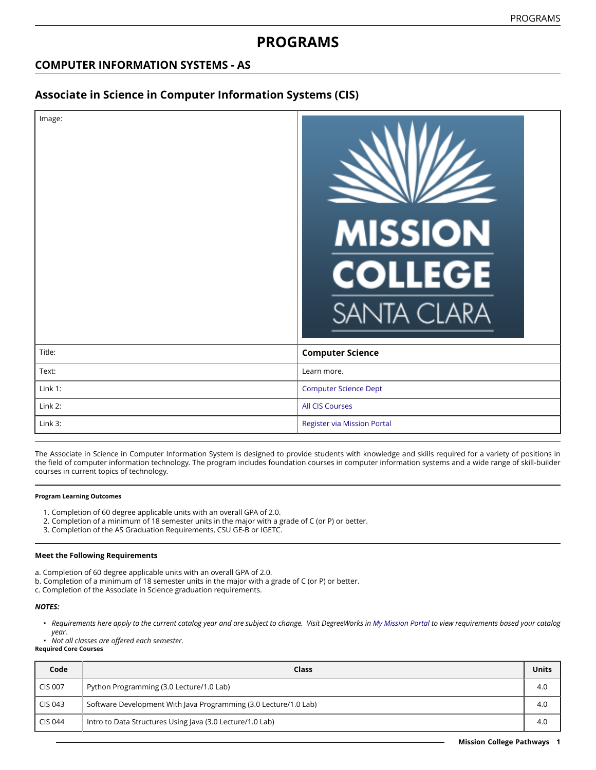# PROGRAMS

## COMPUTER INFORMATION SYSTEMS - AS

## Associate in Science in Computer Information Systems (CIS)

| | |
|---|---|
| Image: | |
| Title: | **Computer Science** |
| Text: | Learn more. |
| Link 1: | Computer Science Dept |
| Link 2: | All CIS Courses |
| Link 3: | Register via Mission Portal |

The Associate in Science in Computer Information System is designed to provide students with knowledge and skills required for a variety of positions in the field of computer information technology. The program includes foundation courses in computer information systems and a wide range of skill-builder courses in current topics of technology.

#### Program Learning Outcomes

1. Completion of 60 degree applicable units with an overall GPA of 2.0.
2. Completion of a minimum of 18 semester units in the major with a grade of C (or P) or better.
3. Completion of the AS Graduation Requirements, CSU GE-B or IGETC.

#### Meet the Following Requirements

a. Completion of 60 degree applicable units with an overall GPA of 2.0.
b. Completion of a minimum of 18 semester units in the major with a grade of C (or P) or better.
c. Completion of the Associate in Science graduation requirements.

***NOTES:***

- *Requirements here apply to the current catalog year and are subject to change. Visit DegreeWorks in My Mission Portal to view requirements based your catalog year.*
- *Not all classes are offered each semester.*

**Required Core Courses**

| Code | Class | Units |
|---|---|---|
| CIS 007 | Python Programming (3.0 Lecture/1.0 Lab) | 4.0 |
| CIS 043 | Software Development With Java Programming (3.0 Lecture/1.0 Lab) | 4.0 |
| CIS 044 | Intro to Data Structures Using Java (3.0 Lecture/1.0 Lab) | 4.0 |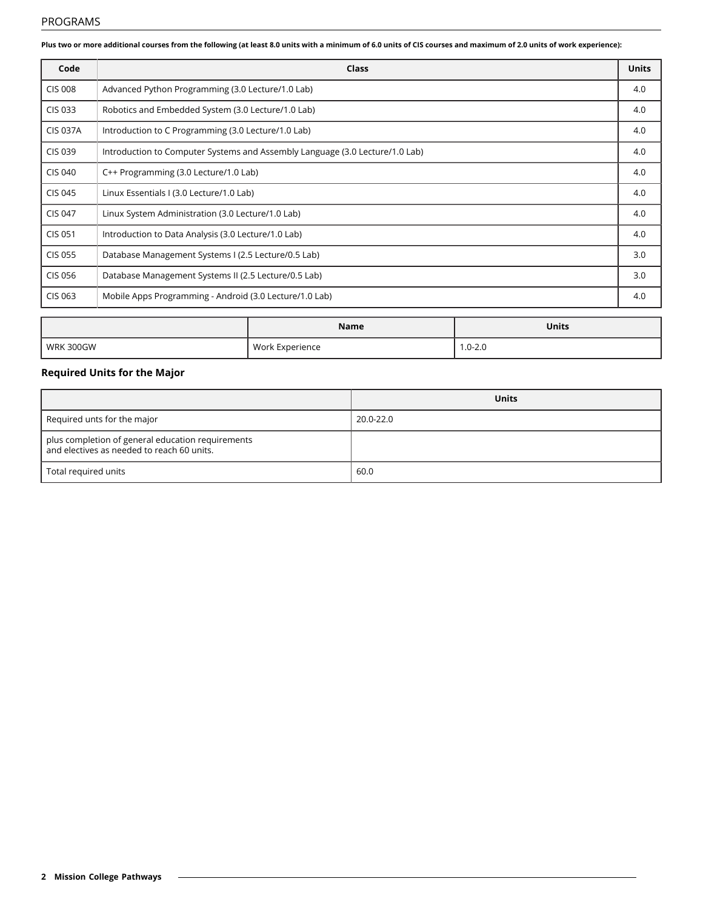**Plus two or more additional courses from the following (at least 8.0 units with a minimum of 6.0 units of CIS courses and maximum of 2.0 units of work experience):**

| Code | Class | Units |
|---|---|---|
| CIS 008 | Advanced Python Programming (3.0 Lecture/1.0 Lab) | 4.0 |
| CIS 033 | Robotics and Embedded System (3.0 Lecture/1.0 Lab) | 4.0 |
| CIS 037A | Introduction to C Programming (3.0 Lecture/1.0 Lab) | 4.0 |
| CIS 039 | Introduction to Computer Systems and Assembly Language (3.0 Lecture/1.0 Lab) | 4.0 |
| CIS 040 | C++ Programming (3.0 Lecture/1.0 Lab) | 4.0 |
| CIS 045 | Linux Essentials I (3.0 Lecture/1.0 Lab) | 4.0 |
| CIS 047 | Linux System Administration (3.0 Lecture/1.0 Lab) | 4.0 |
| CIS 051 | Introduction to Data Analysis (3.0 Lecture/1.0 Lab) | 4.0 |
| CIS 055 | Database Management Systems I (2.5 Lecture/0.5 Lab) | 3.0 |
| CIS 056 | Database Management Systems II (2.5 Lecture/0.5 Lab) | 3.0 |
| CIS 063 | Mobile Apps Programming - Android (3.0 Lecture/1.0 Lab) | 4.0 |

| | Name | Units |
|---|---|---|
| WRK 300GW | Work Experience | 1.0-2.0 |

### Required Units for the Major

| | Units |
|---|---|
| Required unts for the major | 20.0-22.0 |
| plus completion of general education requirements and electives as needed to reach 60 units. | |
| Total required units | 60.0 |